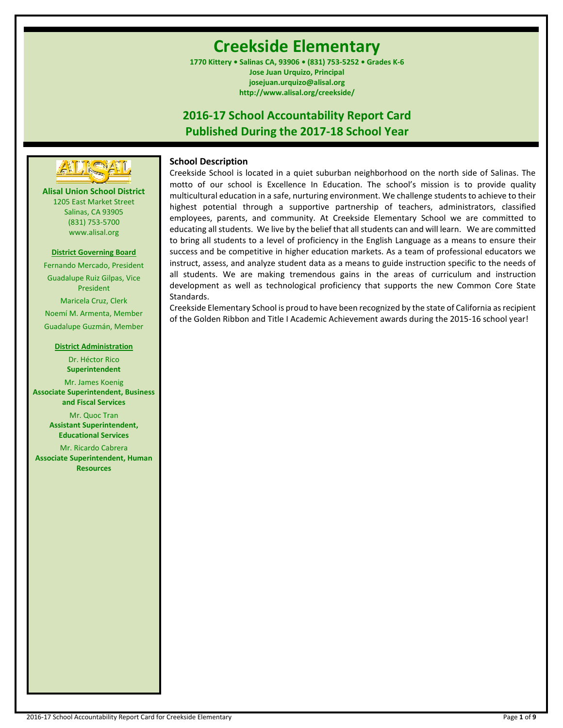# Creekside Elementary

**1770 Kittery • Salinas CA, 93906 • (831) 753-5252 • Grades K-6**
**Jose Juan Urquizo, Principal**
**josejuan.urquizo@alisal.org**
**http://www.alisal.org/creekside/**

## 2016-17 School Accountability Report Card
## Published During the 2017-18 School Year

**Alisal Union School District**
1205 East Market Street
Salinas, CA 93905
(831) 753-5700
www.alisal.org

**District Governing Board**

Fernando Mercado, President
Guadalupe Ruiz Gilpas, Vice President
Maricela Cruz, Clerk
Noemí M. Armenta, Member
Guadalupe Guzmán, Member

**District Administration**

Dr. Héctor Rico
**Superintendent**

Mr. James Koenig
**Associate Superintendent, Business and Fiscal Services**

Mr. Quoc Tran
**Assistant Superintendent, Educational Services**

Mr. Ricardo Cabrera
**Associate Superintendent, Human Resources**

### School Description

Creekside School is located in a quiet suburban neighborhood on the north side of Salinas. The motto of our school is Excellence In Education. The school's mission is to provide quality multicultural education in a safe, nurturing environment. We challenge students to achieve to their highest potential through a supportive partnership of teachers, administrators, classified employees, parents, and community. At Creekside Elementary School we are committed to educating all students. We live by the belief that all students can and will learn. We are committed to bring all students to a level of proficiency in the English Language as a means to ensure their success and be competitive in higher education markets. As a team of professional educators we instruct, assess, and analyze student data as a means to guide instruction specific to the needs of all students. We are making tremendous gains in the areas of curriculum and instruction development as well as technological proficiency that supports the new Common Core State Standards.

Creekside Elementary School is proud to have been recognized by the state of California as recipient of the Golden Ribbon and Title I Academic Achievement awards during the 2015-16 school year!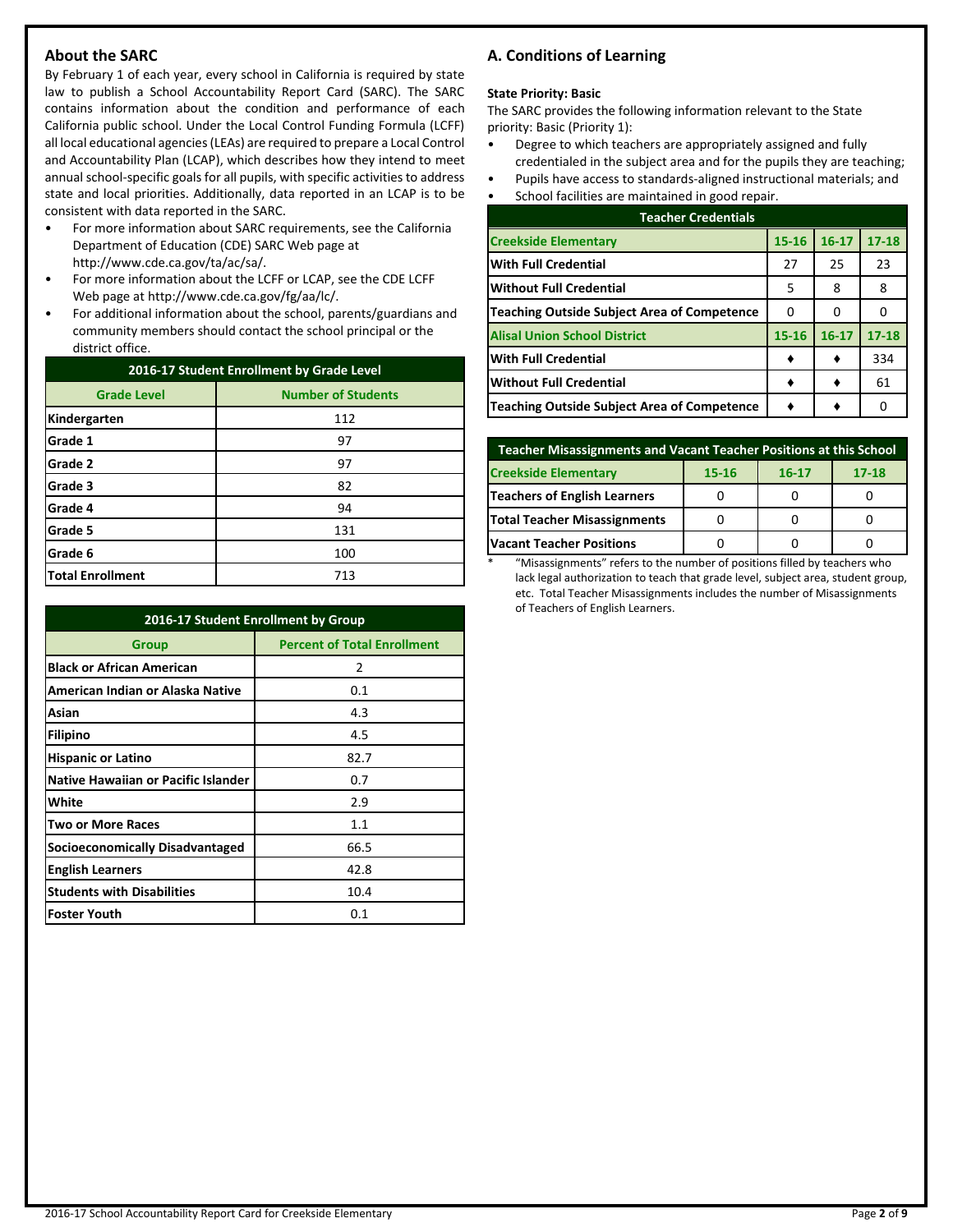## About the SARC

By February 1 of each year, every school in California is required by state law to publish a School Accountability Report Card (SARC). The SARC contains information about the condition and performance of each California public school. Under the Local Control Funding Formula (LCFF) all local educational agencies (LEAs) are required to prepare a Local Control and Accountability Plan (LCAP), which describes how they intend to meet annual school-specific goals for all pupils, with specific activities to address state and local priorities. Additionally, data reported in an LCAP is to be consistent with data reported in the SARC.

- For more information about SARC requirements, see the California Department of Education (CDE) SARC Web page at http://www.cde.ca.gov/ta/ac/sa/.
- For more information about the LCFF or LCAP, see the CDE LCFF Web page at http://www.cde.ca.gov/fg/aa/lc/.
- For additional information about the school, parents/guardians and community members should contact the school principal or the district office.

| 2016-17 Student Enrollment by Grade Level | |
|---|---|
| **Grade Level** | **Number of Students** |
| Kindergarten | 112 |
| Grade 1 | 97 |
| Grade 2 | 97 |
| Grade 3 | 82 |
| Grade 4 | 94 |
| Grade 5 | 131 |
| Grade 6 | 100 |
| Total Enrollment | 713 |

| 2016-17 Student Enrollment by Group | |
|---|---|
| **Group** | **Percent of Total Enrollment** |
| Black or African American | 2 |
| American Indian or Alaska Native | 0.1 |
| Asian | 4.3 |
| Filipino | 4.5 |
| Hispanic or Latino | 82.7 |
| Native Hawaiian or Pacific Islander | 0.7 |
| White | 2.9 |
| Two or More Races | 1.1 |
| Socioeconomically Disadvantaged | 66.5 |
| English Learners | 42.8 |
| Students with Disabilities | 10.4 |
| Foster Youth | 0.1 |

## A. Conditions of Learning

**State Priority: Basic**

The SARC provides the following information relevant to the State priority: Basic (Priority 1):

- Degree to which teachers are appropriately assigned and fully credentialed in the subject area and for the pupils they are teaching;
- Pupils have access to standards-aligned instructional materials; and
- School facilities are maintained in good repair.

| Teacher Credentials | | | |
|---|---|---|---|
| **Creekside Elementary** | **15-16** | **16-17** | **17-18** |
| With Full Credential | 27 | 25 | 23 |
| Without Full Credential | 5 | 8 | 8 |
| Teaching Outside Subject Area of Competence | 0 | 0 | 0 |
| **Alisal Union School District** | **15-16** | **16-17** | **17-18** |
| With Full Credential | ♦ | ♦ | 334 |
| Without Full Credential | ♦ | ♦ | 61 |
| Teaching Outside Subject Area of Competence | ♦ | ♦ | 0 |

| Teacher Misassignments and Vacant Teacher Positions at this School | | | |
|---|---|---|---|
| **Creekside Elementary** | **15-16** | **16-17** | **17-18** |
| Teachers of English Learners | 0 | 0 | 0 |
| Total Teacher Misassignments | 0 | 0 | 0 |
| Vacant Teacher Positions | 0 | 0 | 0 |

\* "Misassignments" refers to the number of positions filled by teachers who lack legal authorization to teach that grade level, subject area, student group, etc. Total Teacher Misassignments includes the number of Misassignments of Teachers of English Learners.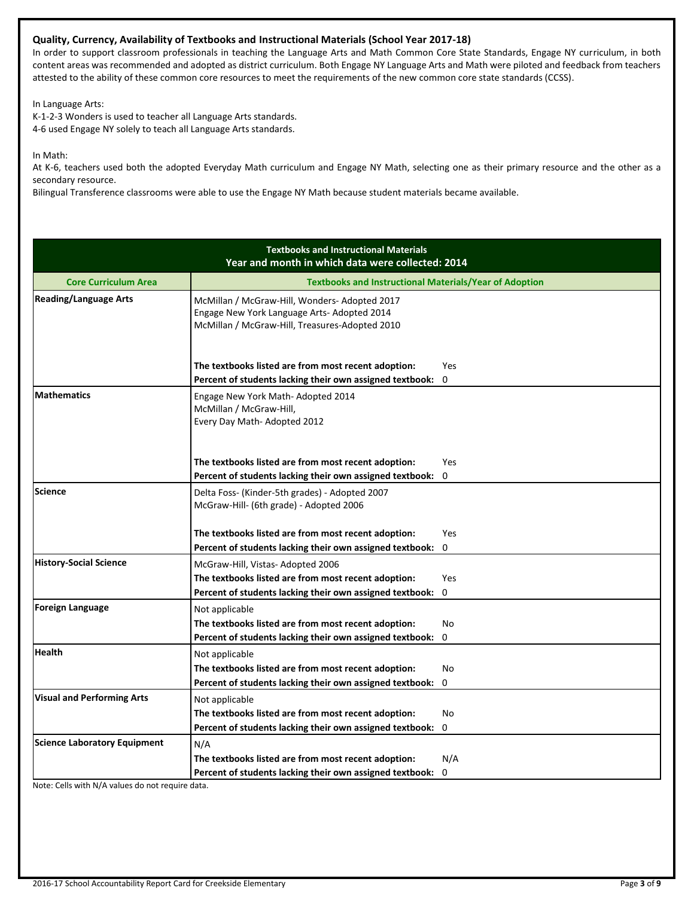### Quality, Currency, Availability of Textbooks and Instructional Materials (School Year 2017-18)

In order to support classroom professionals in teaching the Language Arts and Math Common Core State Standards, Engage NY curriculum, in both content areas was recommended and adopted as district curriculum. Both Engage NY Language Arts and Math were piloted and feedback from teachers attested to the ability of these common core resources to meet the requirements of the new common core state standards (CCSS).

In Language Arts:
K-1-2-3 Wonders is used to teacher all Language Arts standards.
4-6 used Engage NY solely to teach all Language Arts standards.

In Math:
At K-6, teachers used both the adopted Everyday Math curriculum and Engage NY Math, selecting one as their primary resource and the other as a secondary resource.
Bilingual Transference classrooms were able to use the Engage NY Math because student materials became available.

| Textbooks and Instructional Materials<br>Year and month in which data were collected: 2014 | | |
|---|---|---|
| **Core Curriculum Area** | **Textbooks and Instructional Materials/Year of Adoption** | |
| **Reading/Language Arts** | McMillan / McGraw-Hill, Wonders- Adopted 2017<br>Engage New York Language Arts- Adopted 2014<br>McMillan / McGraw-Hill, Treasures-Adopted 2010 | |
| | **The textbooks listed are from most recent adoption:** | Yes |
| | **Percent of students lacking their own assigned textbook:** | 0 |
| **Mathematics** | Engage New York Math- Adopted 2014<br>McMillan / McGraw-Hill,<br>Every Day Math- Adopted 2012 | |
| | **The textbooks listed are from most recent adoption:** | Yes |
| | **Percent of students lacking their own assigned textbook:** | 0 |
| **Science** | Delta Foss- (Kinder-5th grades) - Adopted 2007<br>McGraw-Hill- (6th grade) - Adopted 2006 | |
| | **The textbooks listed are from most recent adoption:** | Yes |
| | **Percent of students lacking their own assigned textbook:** | 0 |
| **History-Social Science** | McGraw-Hill, Vistas- Adopted 2006 | |
| | **The textbooks listed are from most recent adoption:** | Yes |
| | **Percent of students lacking their own assigned textbook:** | 0 |
| **Foreign Language** | Not applicable | |
| | **The textbooks listed are from most recent adoption:** | No |
| | **Percent of students lacking their own assigned textbook:** | 0 |
| **Health** | Not applicable | |
| | **The textbooks listed are from most recent adoption:** | No |
| | **Percent of students lacking their own assigned textbook:** | 0 |
| **Visual and Performing Arts** | Not applicable | |
| | **The textbooks listed are from most recent adoption:** | No |
| | **Percent of students lacking their own assigned textbook:** | 0 |
| **Science Laboratory Equipment** | N/A | |
| | **The textbooks listed are from most recent adoption:** | N/A |
| | **Percent of students lacking their own assigned textbook:** | 0 |

Note: Cells with N/A values do not require data.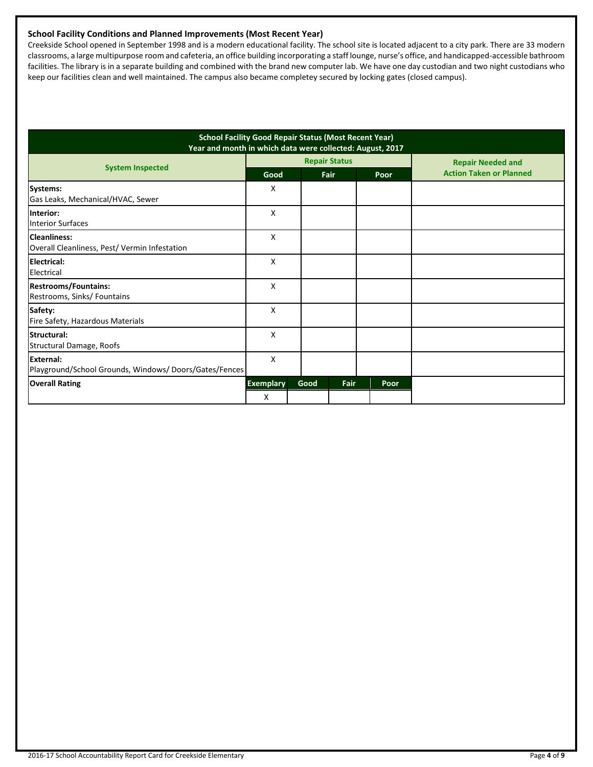### School Facility Conditions and Planned Improvements (Most Recent Year)

Creekside School opened in September 1998 and is a modern educational facility. The school site is located adjacent to a city park. There are 33 modern classrooms, a large multipurpose room and cafeteria, an office building incorporating a staff lounge, nurse's office, and handicapped-accessible bathroom facilities. The library is in a separate building and combined with the brand new computer lab. We have one day custodian and two night custodians who keep our facilities clean and well maintained. The campus also became completey secured by locking gates (closed campus).

**School Facility Good Repair Status (Most Recent Year)**
**Year and month in which data were collected: August, 2017**

| System Inspected | Repair Status | | | Repair Needed and Action Taken or Planned |
|---|---|---|---|---|
| | Good | Fair | Poor | |
| **Systems:** Gas Leaks, Mechanical/HVAC, Sewer | X | | | |
| **Interior:** Interior Surfaces | X | | | |
| **Cleanliness:** Overall Cleanliness, Pest/ Vermin Infestation | X | | | |
| **Electrical:** Electrical | X | | | |
| **Restrooms/Fountains:** Restrooms, Sinks/ Fountains | X | | | |
| **Safety:** Fire Safety, Hazardous Materials | X | | | |
| **Structural:** Structural Damage, Roofs | X | | | |
| **External:** Playground/School Grounds, Windows/ Doors/Gates/Fences | X | | | |

| Overall Rating | Exemplary | Good | Fair | Poor | |
|---|---|---|---|---|---|
| | X | | | | |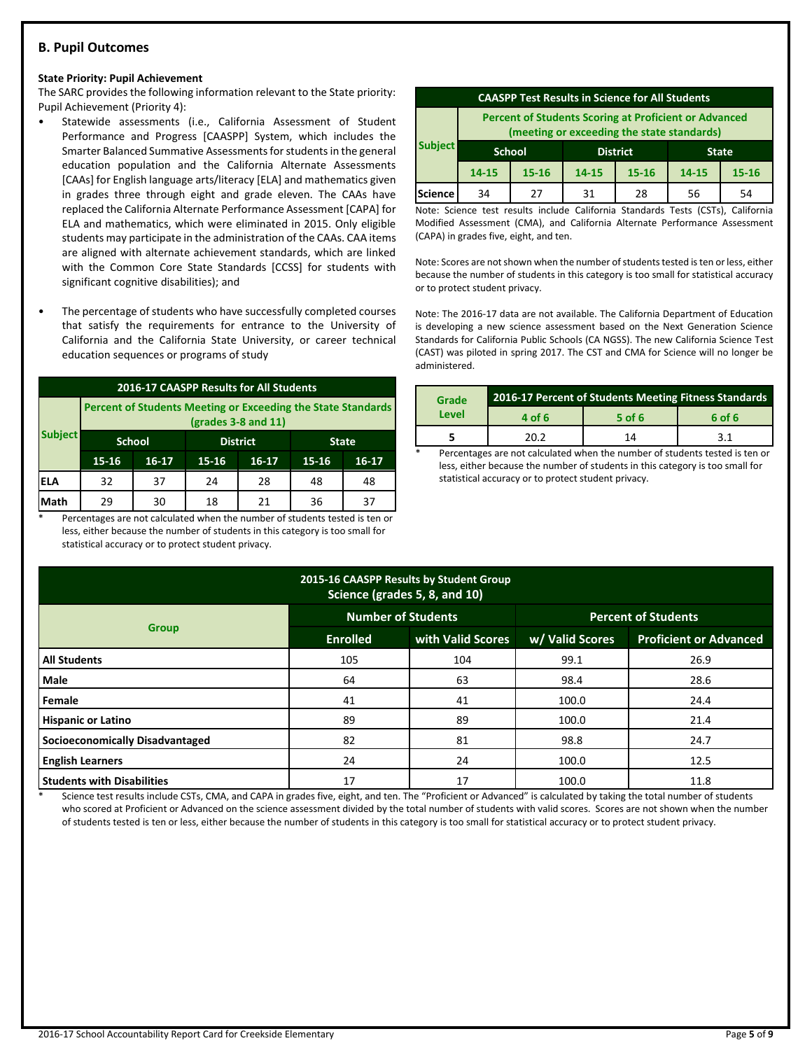## B. Pupil Outcomes

**State Priority: Pupil Achievement**

The SARC provides the following information relevant to the State priority: Pupil Achievement (Priority 4):

- Statewide assessments (i.e., California Assessment of Student Performance and Progress [CAASPP] System, which includes the Smarter Balanced Summative Assessments for students in the general education population and the California Alternate Assessments [CAAs] for English language arts/literacy [ELA] and mathematics given in grades three through eight and grade eleven. The CAAs have replaced the California Alternate Performance Assessment [CAPA] for ELA and mathematics, which were eliminated in 2015. Only eligible students may participate in the administration of the CAAs. CAA items are aligned with alternate achievement standards, which are linked with the Common Core State Standards [CCSS] for students with significant cognitive disabilities); and

- The percentage of students who have successfully completed courses that satisfy the requirements for entrance to the University of California and the California State University, or career technical education sequences or programs of study

**2016-17 CAASPP Results for All Students**

| Subject | Percent of Students Meeting or Exceeding the State Standards (grades 3-8 and 11) | | | | | |
|---|---|---|---|---|---|---|
| | School | | District | | State | |
| | 15-16 | 16-17 | 15-16 | 16-17 | 15-16 | 16-17 |
| ELA | 32 | 37 | 24 | 28 | 48 | 48 |
| Math | 29 | 30 | 18 | 21 | 36 | 37 |

\* Percentages are not calculated when the number of students tested is ten or less, either because the number of students in this category is too small for statistical accuracy or to protect student privacy.

**CAASPP Test Results in Science for All Students**

| Subject | Percent of Students Scoring at Proficient or Advanced (meeting or exceeding the state standards) | | | | | |
|---|---|---|---|---|---|---|
| | School | | District | | State | |
| | 14-15 | 15-16 | 14-15 | 15-16 | 14-15 | 15-16 |
| Science | 34 | 27 | 31 | 28 | 56 | 54 |

Note: Science test results include California Standards Tests (CSTs), California Modified Assessment (CMA), and California Alternate Performance Assessment (CAPA) in grades five, eight, and ten.

Note: Scores are not shown when the number of students tested is ten or less, either because the number of students in this category is too small for statistical accuracy or to protect student privacy.

Note: The 2016-17 data are not available. The California Department of Education is developing a new science assessment based on the Next Generation Science Standards for California Public Schools (CA NGSS). The new California Science Test (CAST) was piloted in spring 2017. The CST and CMA for Science will no longer be administered.

| Grade Level | 2016-17 Percent of Students Meeting Fitness Standards | | |
|---|---|---|---|
| | 4 of 6 | 5 of 6 | 6 of 6 |
| 5 | 20.2 | 14 | 3.1 |

\* Percentages are not calculated when the number of students tested is ten or less, either because the number of students in this category is too small for statistical accuracy or to protect student privacy.

**2015-16 CAASPP Results by Student Group Science (grades 5, 8, and 10)**

| Group | Number of Students | | Percent of Students | |
|---|---|---|---|---|
| | Enrolled | with Valid Scores | w/ Valid Scores | Proficient or Advanced |
| All Students | 105 | 104 | 99.1 | 26.9 |
| Male | 64 | 63 | 98.4 | 28.6 |
| Female | 41 | 41 | 100.0 | 24.4 |
| Hispanic or Latino | 89 | 89 | 100.0 | 21.4 |
| Socioeconomically Disadvantaged | 82 | 81 | 98.8 | 24.7 |
| English Learners | 24 | 24 | 100.0 | 12.5 |
| Students with Disabilities | 17 | 17 | 100.0 | 11.8 |

\* Science test results include CSTs, CMA, and CAPA in grades five, eight, and ten. The "Proficient or Advanced" is calculated by taking the total number of students who scored at Proficient or Advanced on the science assessment divided by the total number of students with valid scores. Scores are not shown when the number of students tested is ten or less, either because the number of students in this category is too small for statistical accuracy or to protect student privacy.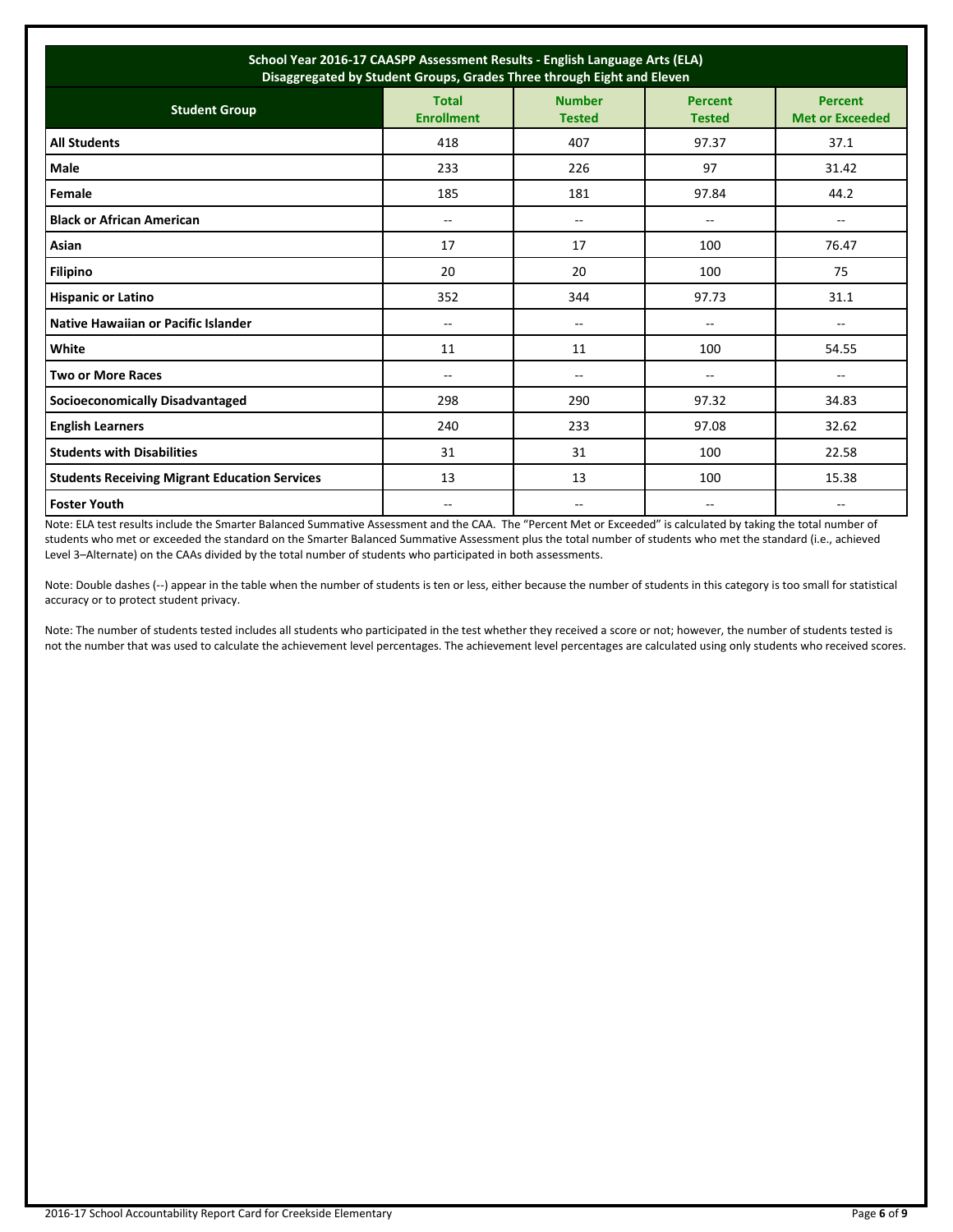| School Year 2016-17 CAASPP Assessment Results - English Language Arts (ELA) Disaggregated by Student Groups, Grades Three through Eight and Eleven | | | | |
|---|---|---|---|---|
| **Student Group** | **Total Enrollment** | **Number Tested** | **Percent Tested** | **Percent Met or Exceeded** |
| **All Students** | 418 | 407 | 97.37 | 37.1 |
| **Male** | 233 | 226 | 97 | 31.42 |
| **Female** | 185 | 181 | 97.84 | 44.2 |
| **Black or African American** | -- | -- | -- | -- |
| **Asian** | 17 | 17 | 100 | 76.47 |
| **Filipino** | 20 | 20 | 100 | 75 |
| **Hispanic or Latino** | 352 | 344 | 97.73 | 31.1 |
| **Native Hawaiian or Pacific Islander** | -- | -- | -- | -- |
| **White** | 11 | 11 | 100 | 54.55 |
| **Two or More Races** | -- | -- | -- | -- |
| **Socioeconomically Disadvantaged** | 298 | 290 | 97.32 | 34.83 |
| **English Learners** | 240 | 233 | 97.08 | 32.62 |
| **Students with Disabilities** | 31 | 31 | 100 | 22.58 |
| **Students Receiving Migrant Education Services** | 13 | 13 | 100 | 15.38 |
| **Foster Youth** | -- | -- | -- | -- |

Note: ELA test results include the Smarter Balanced Summative Assessment and the CAA. The "Percent Met or Exceeded" is calculated by taking the total number of students who met or exceeded the standard on the Smarter Balanced Summative Assessment plus the total number of students who met the standard (i.e., achieved Level 3–Alternate) on the CAAs divided by the total number of students who participated in both assessments.

Note: Double dashes (--) appear in the table when the number of students is ten or less, either because the number of students in this category is too small for statistical accuracy or to protect student privacy.

Note: The number of students tested includes all students who participated in the test whether they received a score or not; however, the number of students tested is not the number that was used to calculate the achievement level percentages. The achievement level percentages are calculated using only students who received scores.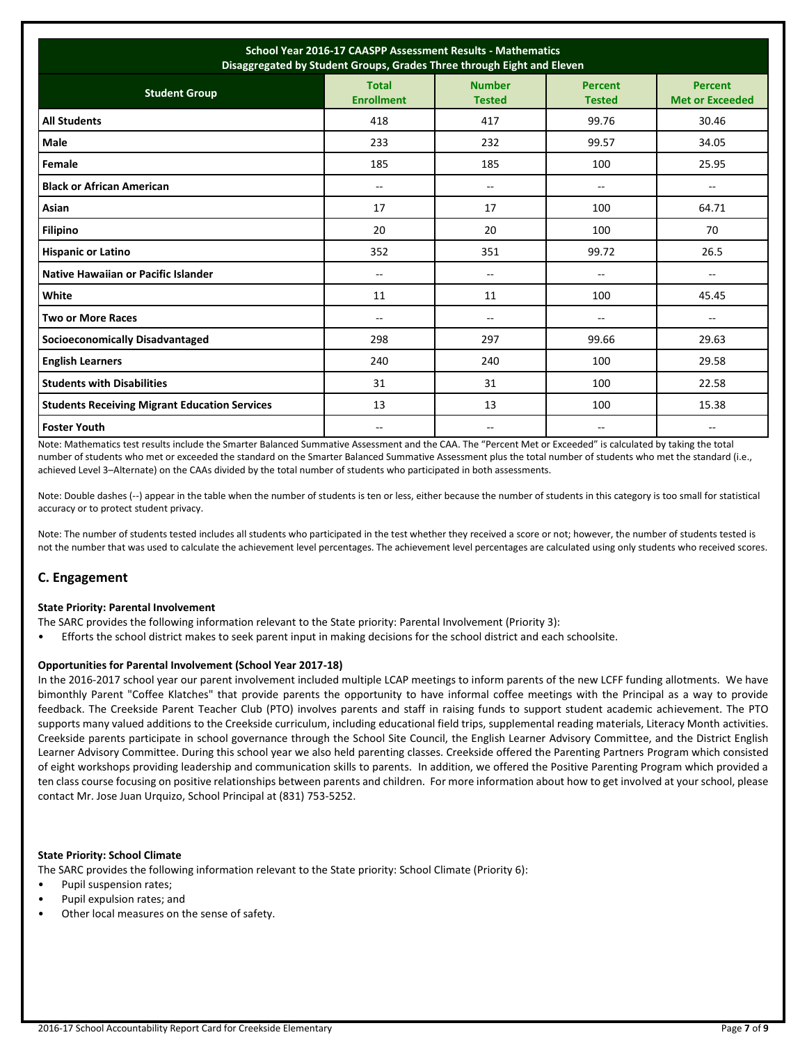| School Year 2016-17 CAASPP Assessment Results - Mathematics Disaggregated by Student Groups, Grades Three through Eight and Eleven | | | | |
|---|---|---|---|---|
| **Student Group** | **Total Enrollment** | **Number Tested** | **Percent Tested** | **Percent Met or Exceeded** |
| **All Students** | 418 | 417 | 99.76 | 30.46 |
| **Male** | 233 | 232 | 99.57 | 34.05 |
| **Female** | 185 | 185 | 100 | 25.95 |
| **Black or African American** | -- | -- | -- | -- |
| **Asian** | 17 | 17 | 100 | 64.71 |
| **Filipino** | 20 | 20 | 100 | 70 |
| **Hispanic or Latino** | 352 | 351 | 99.72 | 26.5 |
| **Native Hawaiian or Pacific Islander** | -- | -- | -- | -- |
| **White** | 11 | 11 | 100 | 45.45 |
| **Two or More Races** | -- | -- | -- | -- |
| **Socioeconomically Disadvantaged** | 298 | 297 | 99.66 | 29.63 |
| **English Learners** | 240 | 240 | 100 | 29.58 |
| **Students with Disabilities** | 31 | 31 | 100 | 22.58 |
| **Students Receiving Migrant Education Services** | 13 | 13 | 100 | 15.38 |
| **Foster Youth** | -- | -- | -- | -- |

Note: Mathematics test results include the Smarter Balanced Summative Assessment and the CAA. The "Percent Met or Exceeded" is calculated by taking the total number of students who met or exceeded the standard on the Smarter Balanced Summative Assessment plus the total number of students who met the standard (i.e., achieved Level 3–Alternate) on the CAAs divided by the total number of students who participated in both assessments.

Note: Double dashes (--) appear in the table when the number of students is ten or less, either because the number of students in this category is too small for statistical accuracy or to protect student privacy.

Note: The number of students tested includes all students who participated in the test whether they received a score or not; however, the number of students tested is not the number that was used to calculate the achievement level percentages. The achievement level percentages are calculated using only students who received scores.

## C. Engagement

**State Priority: Parental Involvement**

The SARC provides the following information relevant to the State priority: Parental Involvement (Priority 3):

- Efforts the school district makes to seek parent input in making decisions for the school district and each schoolsite.

**Opportunities for Parental Involvement (School Year 2017-18)**

In the 2016-2017 school year our parent involvement included multiple LCAP meetings to inform parents of the new LCFF funding allotments. We have bimonthly Parent "Coffee Klatches" that provide parents the opportunity to have informal coffee meetings with the Principal as a way to provide feedback. The Creekside Parent Teacher Club (PTO) involves parents and staff in raising funds to support student academic achievement. The PTO supports many valued additions to the Creekside curriculum, including educational field trips, supplemental reading materials, Literacy Month activities. Creekside parents participate in school governance through the School Site Council, the English Learner Advisory Committee, and the District English Learner Advisory Committee. During this school year we also held parenting classes. Creekside offered the Parenting Partners Program which consisted of eight workshops providing leadership and communication skills to parents. In addition, we offered the Positive Parenting Program which provided a ten class course focusing on positive relationships between parents and children. For more information about how to get involved at your school, please contact Mr. Jose Juan Urquizo, School Principal at (831) 753-5252.

**State Priority: School Climate**

The SARC provides the following information relevant to the State priority: School Climate (Priority 6):

- Pupil suspension rates;
- Pupil expulsion rates; and
- Other local measures on the sense of safety.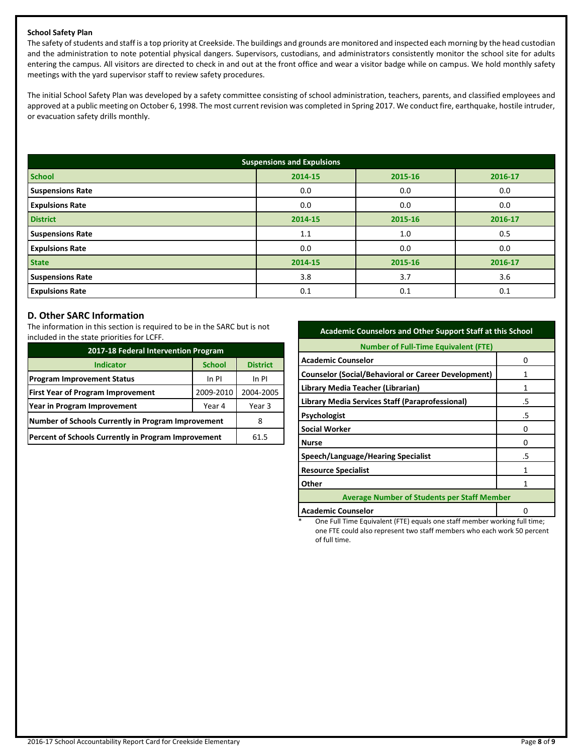**School Safety Plan**

The safety of students and staff is a top priority at Creekside. The buildings and grounds are monitored and inspected each morning by the head custodian and the administration to note potential physical dangers. Supervisors, custodians, and administrators consistently monitor the school site for adults entering the campus. All visitors are directed to check in and out at the front office and wear a visitor badge while on campus. We hold monthly safety meetings with the yard supervisor staff to review safety procedures.

The initial School Safety Plan was developed by a safety committee consisting of school administration, teachers, parents, and classified employees and approved at a public meeting on October 6, 1998. The most current revision was completed in Spring 2017. We conduct fire, earthquake, hostile intruder, or evacuation safety drills monthly.

| Suspensions and Expulsions | | | |
|---|---|---|---|
| **School** | **2014-15** | **2015-16** | **2016-17** |
| Suspensions Rate | 0.0 | 0.0 | 0.0 |
| Expulsions Rate | 0.0 | 0.0 | 0.0 |
| **District** | **2014-15** | **2015-16** | **2016-17** |
| Suspensions Rate | 1.1 | 1.0 | 0.5 |
| Expulsions Rate | 0.0 | 0.0 | 0.0 |
| **State** | **2014-15** | **2015-16** | **2016-17** |
| Suspensions Rate | 3.8 | 3.7 | 3.6 |
| Expulsions Rate | 0.1 | 0.1 | 0.1 |

## D. Other SARC Information

The information in this section is required to be in the SARC but is not included in the state priorities for LCFF.

| 2017-18 Federal Intervention Program | | |
|---|---|---|
| **Indicator** | **School** | **District** |
| Program Improvement Status | In PI | In PI |
| First Year of Program Improvement | 2009-2010 | 2004-2005 |
| Year in Program Improvement | Year 4 | Year 3 |
| Number of Schools Currently in Program Improvement | | 8 |
| Percent of Schools Currently in Program Improvement | | 61.5 |

| Academic Counselors and Other Support Staff at this School | |
|---|---|
| **Number of Full-Time Equivalent (FTE)** | |
| Academic Counselor | 0 |
| Counselor (Social/Behavioral or Career Development) | 1 |
| Library Media Teacher (Librarian) | 1 |
| Library Media Services Staff (Paraprofessional) | .5 |
| Psychologist | .5 |
| Social Worker | 0 |
| Nurse | 0 |
| Speech/Language/Hearing Specialist | .5 |
| Resource Specialist | 1 |
| Other | 1 |
| **Average Number of Students per Staff Member** | |
| Academic Counselor | 0 |

* One Full Time Equivalent (FTE) equals one staff member working full time; one FTE could also represent two staff members who each work 50 percent of full time.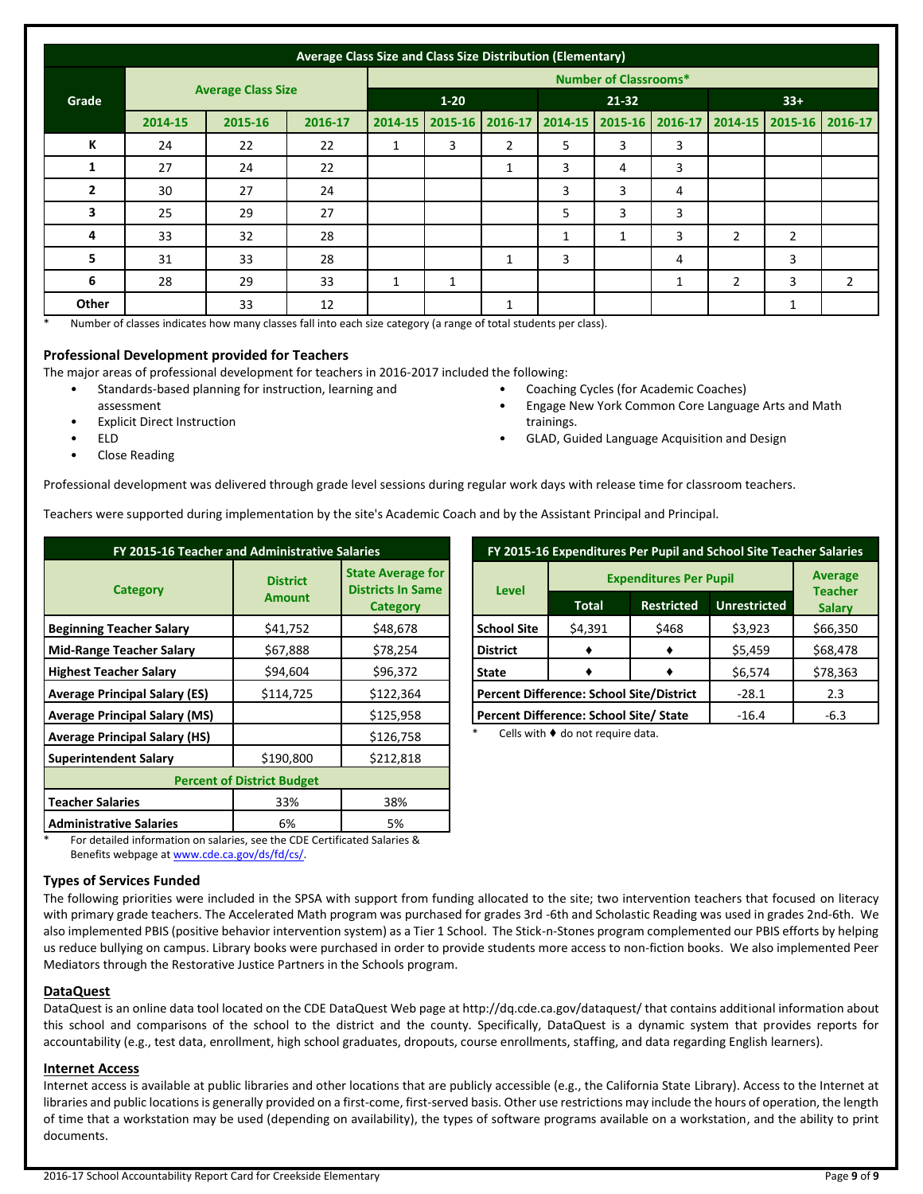| Average Class Size and Class Size Distribution (Elementary) | | | | | | | | | | | | |
|---|---|---|---|---|---|---|---|---|---|---|---|---|
| Grade | Average Class Size | | | Number of Classrooms* | | | | | | | | |
| | | | | 1-20 | | | 21-32 | | | 33+ | | |
| | 2014-15 | 2015-16 | 2016-17 | 2014-15 | 2015-16 | 2016-17 | 2014-15 | 2015-16 | 2016-17 | 2014-15 | 2015-16 | 2016-17 |
| K | 24 | 22 | 22 | 1 | 3 | 2 | 5 | 3 | 3 | | | |
| 1 | 27 | 24 | 22 | | | 1 | 3 | 4 | 3 | | | |
| 2 | 30 | 27 | 24 | | | | 3 | 3 | 4 | | | |
| 3 | 25 | 29 | 27 | | | | 5 | 3 | 3 | | | |
| 4 | 33 | 32 | 28 | | | | 1 | 1 | 3 | 2 | 2 | |
| 5 | 31 | 33 | 28 | | | 1 | 3 | | 4 | | 3 | |
| 6 | 28 | 29 | 33 | 1 | 1 | | | | 1 | 2 | 3 | 2 |
| Other | | 33 | 12 | | | 1 | | | | | 1 | |

\* Number of classes indicates how many classes fall into each size category (a range of total students per class).

## Professional Development provided for Teachers

The major areas of professional development for teachers in 2016-2017 included the following:

- Standards-based planning for instruction, learning and assessment
- Explicit Direct Instruction
- ELD
- Close Reading
- Coaching Cycles (for Academic Coaches)
- Engage New York Common Core Language Arts and Math trainings.
- GLAD, Guided Language Acquisition and Design

Professional development was delivered through grade level sessions during regular work days with release time for classroom teachers.

Teachers were supported during implementation by the site's Academic Coach and by the Assistant Principal and Principal.

| FY 2015-16 Teacher and Administrative Salaries | | |
|---|---|---|
| Category | District Amount | State Average for Districts In Same Category |
| Beginning Teacher Salary | $41,752 | $48,678 |
| Mid-Range Teacher Salary | $67,888 | $78,254 |
| Highest Teacher Salary | $94,604 | $96,372 |
| Average Principal Salary (ES) | $114,725 | $122,364 |
| Average Principal Salary (MS) | | $125,958 |
| Average Principal Salary (HS) | | $126,758 |
| Superintendent Salary | $190,800 | $212,818 |
| Percent of District Budget | | |
| Teacher Salaries | 33% | 38% |
| Administrative Salaries | 6% | 5% |

\* For detailed information on salaries, see the CDE Certificated Salaries & Benefits webpage at www.cde.ca.gov/ds/fd/cs/.

| FY 2015-16 Expenditures Per Pupil and School Site Teacher Salaries | | | | |
|---|---|---|---|---|
| Level | Expenditures Per Pupil | | | Average Teacher Salary |
| | Total | Restricted | Unrestricted | |
| School Site | $4,391 | $468 | $3,923 | $66,350 |
| District | ♦ | ♦ | $5,459 | $68,478 |
| State | ♦ | ♦ | $6,574 | $78,363 |
| Percent Difference: School Site/District | | | -28.1 | 2.3 |
| Percent Difference: School Site/ State | | | -16.4 | -6.3 |

\* Cells with ♦ do not require data.

## Types of Services Funded

The following priorities were included in the SPSA with support from funding allocated to the site; two intervention teachers that focused on literacy with primary grade teachers. The Accelerated Math program was purchased for grades 3rd -6th and Scholastic Reading was used in grades 2nd-6th. We also implemented PBIS (positive behavior intervention system) as a Tier 1 School. The Stick-n-Stones program complemented our PBIS efforts by helping us reduce bullying on campus. Library books were purchased in order to provide students more access to non-fiction books. We also implemented Peer Mediators through the Restorative Justice Partners in the Schools program.

## DataQuest

DataQuest is an online data tool located on the CDE DataQuest Web page at http://dq.cde.ca.gov/dataquest/ that contains additional information about this school and comparisons of the school to the district and the county. Specifically, DataQuest is a dynamic system that provides reports for accountability (e.g., test data, enrollment, high school graduates, dropouts, course enrollments, staffing, and data regarding English learners).

## Internet Access

Internet access is available at public libraries and other locations that are publicly accessible (e.g., the California State Library). Access to the Internet at libraries and public locations is generally provided on a first-come, first-served basis. Other use restrictions may include the hours of operation, the length of time that a workstation may be used (depending on availability), the types of software programs available on a workstation, and the ability to print documents.